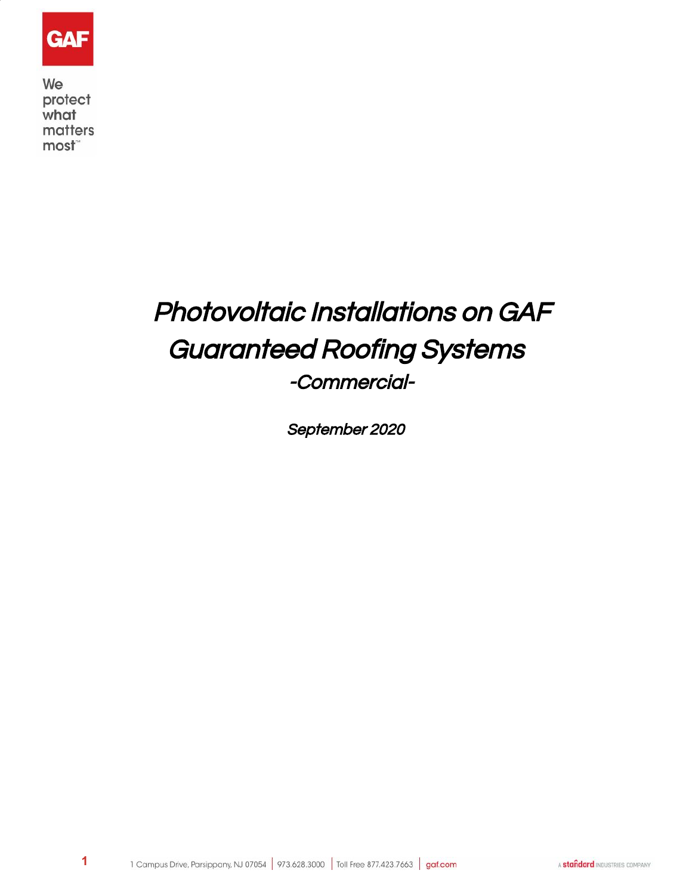GAF

We protect what matters most™

# *Photovoltaic Installations on GAF Guaranteed Roofing Systems*

## *-Commercial-*

***September 2020***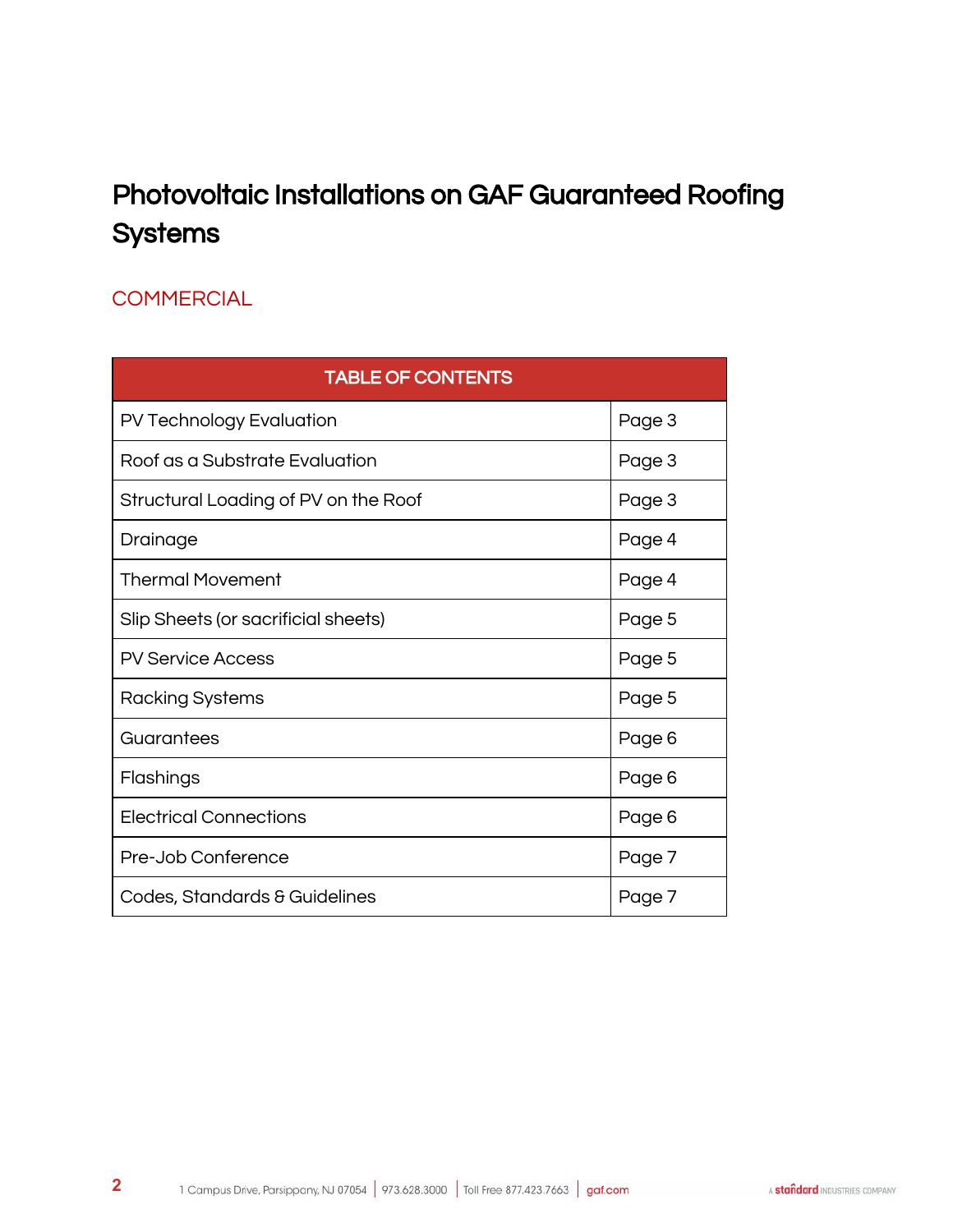# Photovoltaic Installations on GAF Guaranteed Roofing Systems

## COMMERCIAL

| TABLE OF CONTENTS | |
|---|---|
| PV Technology Evaluation | Page 3 |
| Roof as a Substrate Evaluation | Page 3 |
| Structural Loading of PV on the Roof | Page 3 |
| Drainage | Page 4 |
| Thermal Movement | Page 4 |
| Slip Sheets (or sacrificial sheets) | Page 5 |
| PV Service Access | Page 5 |
| Racking Systems | Page 5 |
| Guarantees | Page 6 |
| Flashings | Page 6 |
| Electrical Connections | Page 6 |
| Pre-Job Conference | Page 7 |
| Codes, Standards & Guidelines | Page 7 |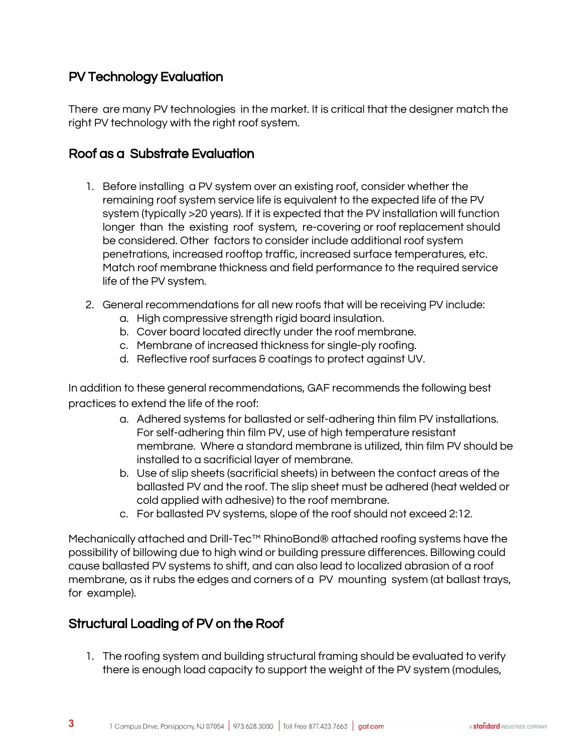## PV Technology Evaluation

There are many PV technologies in the market. It is critical that the designer match the right PV technology with the right roof system.

## Roof as a Substrate Evaluation

1. Before installing a PV system over an existing roof, consider whether the remaining roof system service life is equivalent to the expected life of the PV system (typically >20 years). If it is expected that the PV installation will function longer than the existing roof system, re-covering or roof replacement should be considered. Other factors to consider include additional roof system penetrations, increased rooftop traffic, increased surface temperatures, etc. Match roof membrane thickness and field performance to the required service life of the PV system.

2. General recommendations for all new roofs that will be receiving PV include:
   a. High compressive strength rigid board insulation.
   b. Cover board located directly under the roof membrane.
   c. Membrane of increased thickness for single-ply roofing.
   d. Reflective roof surfaces & coatings to protect against UV.

In addition to these general recommendations, GAF recommends the following best practices to extend the life of the roof:

a. Adhered systems for ballasted or self-adhering thin film PV installations. For self-adhering thin film PV, use of high temperature resistant membrane. Where a standard membrane is utilized, thin film PV should be installed to a sacrificial layer of membrane.
b. Use of slip sheets (sacrificial sheets) in between the contact areas of the ballasted PV and the roof. The slip sheet must be adhered (heat welded or cold applied with adhesive) to the roof membrane.
c. For ballasted PV systems, slope of the roof should not exceed 2:12.

Mechanically attached and Drill-Tec™ RhinoBond® attached roofing systems have the possibility of billowing due to high wind or building pressure differences. Billowing could cause ballasted PV systems to shift, and can also lead to localized abrasion of a roof membrane, as it rubs the edges and corners of a PV mounting system (at ballast trays, for example).

## Structural Loading of PV on the Roof

1. The roofing system and building structural framing should be evaluated to verify there is enough load capacity to support the weight of the PV system (modules,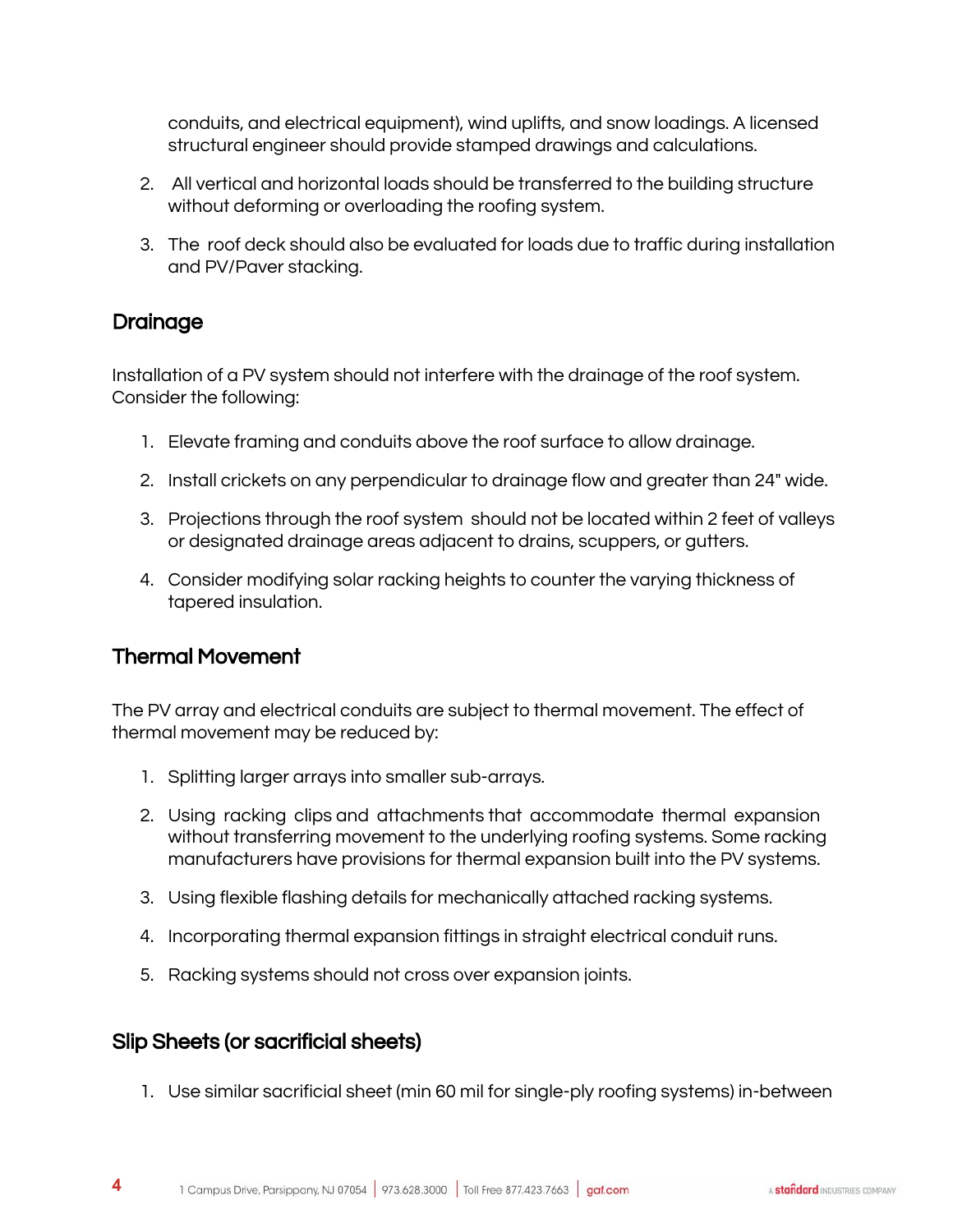conduits, and electrical equipment), wind uplifts, and snow loadings. A licensed structural engineer should provide stamped drawings and calculations.

2. All vertical and horizontal loads should be transferred to the building structure without deforming or overloading the roofing system.

3. The roof deck should also be evaluated for loads due to traffic during installation and PV/Paver stacking.

## Drainage

Installation of a PV system should not interfere with the drainage of the roof system. Consider the following:

1. Elevate framing and conduits above the roof surface to allow drainage.

2. Install crickets on any perpendicular to drainage flow and greater than 24" wide.

3. Projections through the roof system should not be located within 2 feet of valleys or designated drainage areas adjacent to drains, scuppers, or gutters.

4. Consider modifying solar racking heights to counter the varying thickness of tapered insulation.

## Thermal Movement

The PV array and electrical conduits are subject to thermal movement. The effect of thermal movement may be reduced by:

1. Splitting larger arrays into smaller sub-arrays.

2. Using racking clips and attachments that accommodate thermal expansion without transferring movement to the underlying roofing systems. Some racking manufacturers have provisions for thermal expansion built into the PV systems.

3. Using flexible flashing details for mechanically attached racking systems.

4. Incorporating thermal expansion fittings in straight electrical conduit runs.

5. Racking systems should not cross over expansion joints.

## Slip Sheets (or sacrificial sheets)

1. Use similar sacrificial sheet (min 60 mil for single-ply roofing systems) in-between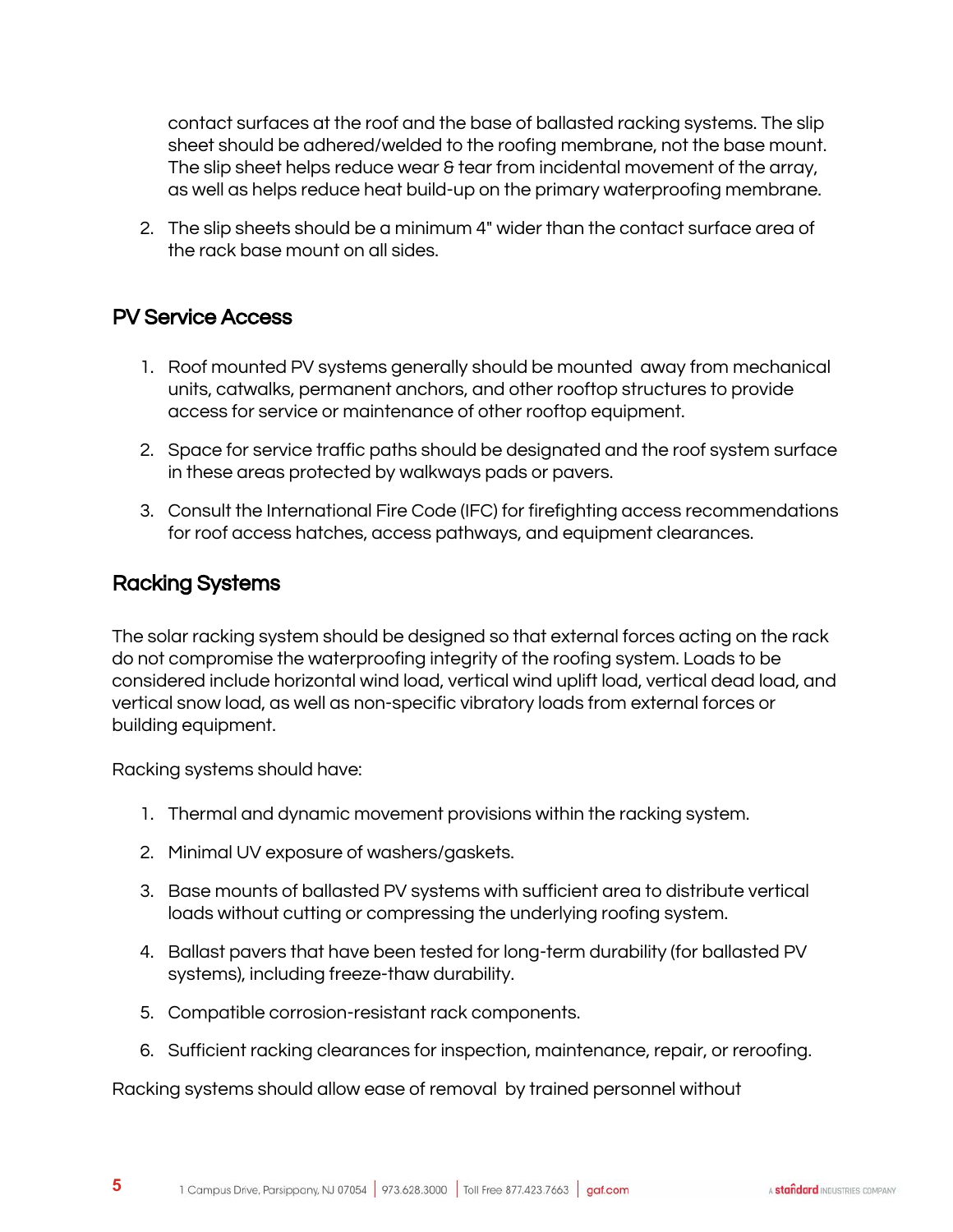contact surfaces at the roof and the base of ballasted racking systems. The slip sheet should be adhered/welded to the roofing membrane, not the base mount. The slip sheet helps reduce wear & tear from incidental movement of the array, as well as helps reduce heat build-up on the primary waterproofing membrane.

2. The slip sheets should be a minimum 4" wider than the contact surface area of the rack base mount on all sides.

## PV Service Access

1. Roof mounted PV systems generally should be mounted away from mechanical units, catwalks, permanent anchors, and other rooftop structures to provide access for service or maintenance of other rooftop equipment.

2. Space for service traffic paths should be designated and the roof system surface in these areas protected by walkways pads or pavers.

3. Consult the International Fire Code (IFC) for firefighting access recommendations for roof access hatches, access pathways, and equipment clearances.

## Racking Systems

The solar racking system should be designed so that external forces acting on the rack do not compromise the waterproofing integrity of the roofing system. Loads to be considered include horizontal wind load, vertical wind uplift load, vertical dead load, and vertical snow load, as well as non-specific vibratory loads from external forces or building equipment.

Racking systems should have:

1. Thermal and dynamic movement provisions within the racking system.

2. Minimal UV exposure of washers/gaskets.

3. Base mounts of ballasted PV systems with sufficient area to distribute vertical loads without cutting or compressing the underlying roofing system.

4. Ballast pavers that have been tested for long-term durability (for ballasted PV systems), including freeze-thaw durability.

5. Compatible corrosion-resistant rack components.

6. Sufficient racking clearances for inspection, maintenance, repair, or reroofing.

Racking systems should allow ease of removal by trained personnel without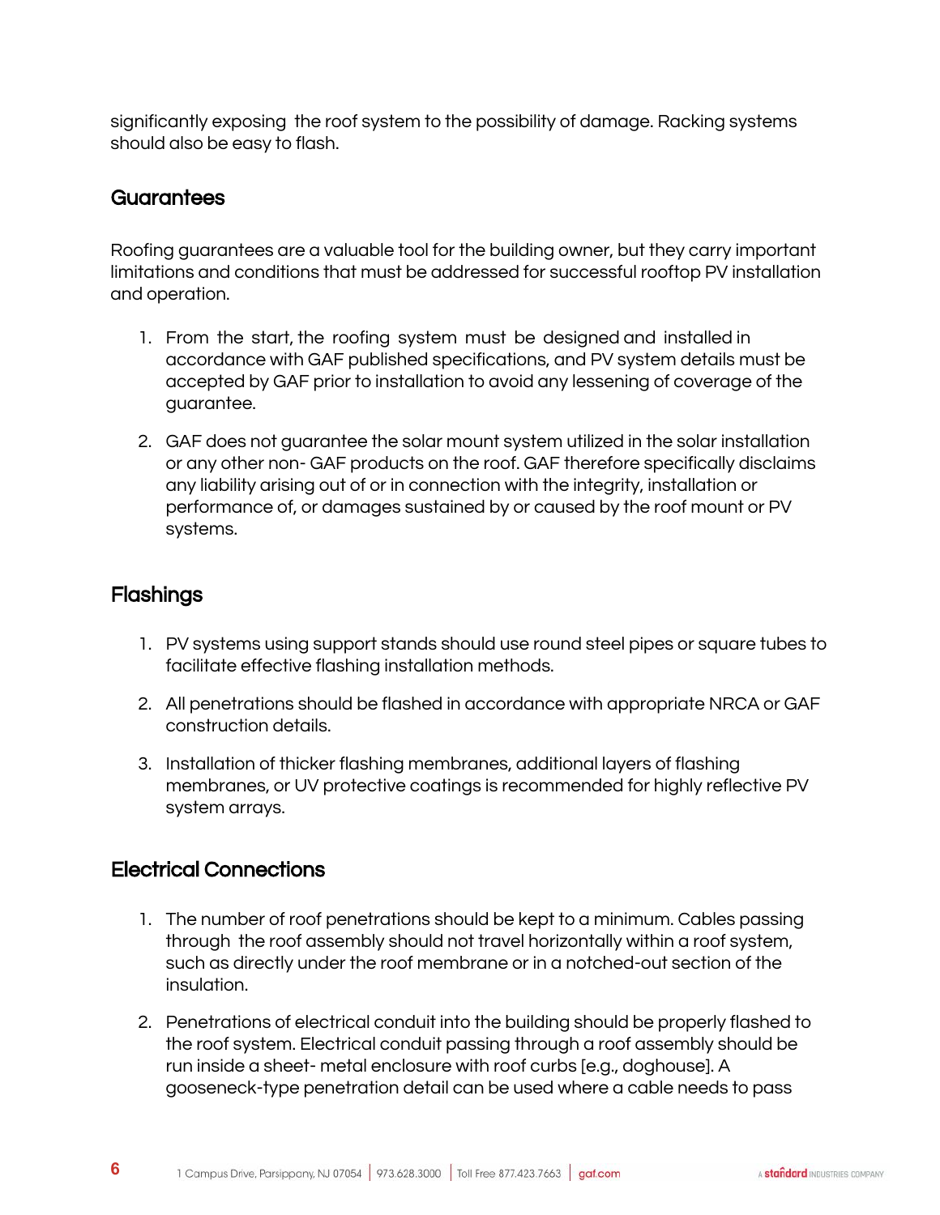significantly exposing the roof system to the possibility of damage. Racking systems should also be easy to flash.

## Guarantees

Roofing guarantees are a valuable tool for the building owner, but they carry important limitations and conditions that must be addressed for successful rooftop PV installation and operation.

1. From the start, the roofing system must be designed and installed in accordance with GAF published specifications, and PV system details must be accepted by GAF prior to installation to avoid any lessening of coverage of the guarantee.

2. GAF does not guarantee the solar mount system utilized in the solar installation or any other non- GAF products on the roof. GAF therefore specifically disclaims any liability arising out of or in connection with the integrity, installation or performance of, or damages sustained by or caused by the roof mount or PV systems.

## Flashings

1. PV systems using support stands should use round steel pipes or square tubes to facilitate effective flashing installation methods.

2. All penetrations should be flashed in accordance with appropriate NRCA or GAF construction details.

3. Installation of thicker flashing membranes, additional layers of flashing membranes, or UV protective coatings is recommended for highly reflective PV system arrays.

## Electrical Connections

1. The number of roof penetrations should be kept to a minimum. Cables passing through the roof assembly should not travel horizontally within a roof system, such as directly under the roof membrane or in a notched-out section of the insulation.

2. Penetrations of electrical conduit into the building should be properly flashed to the roof system. Electrical conduit passing through a roof assembly should be run inside a sheet- metal enclosure with roof curbs [e.g., doghouse]. A gooseneck-type penetration detail can be used where a cable needs to pass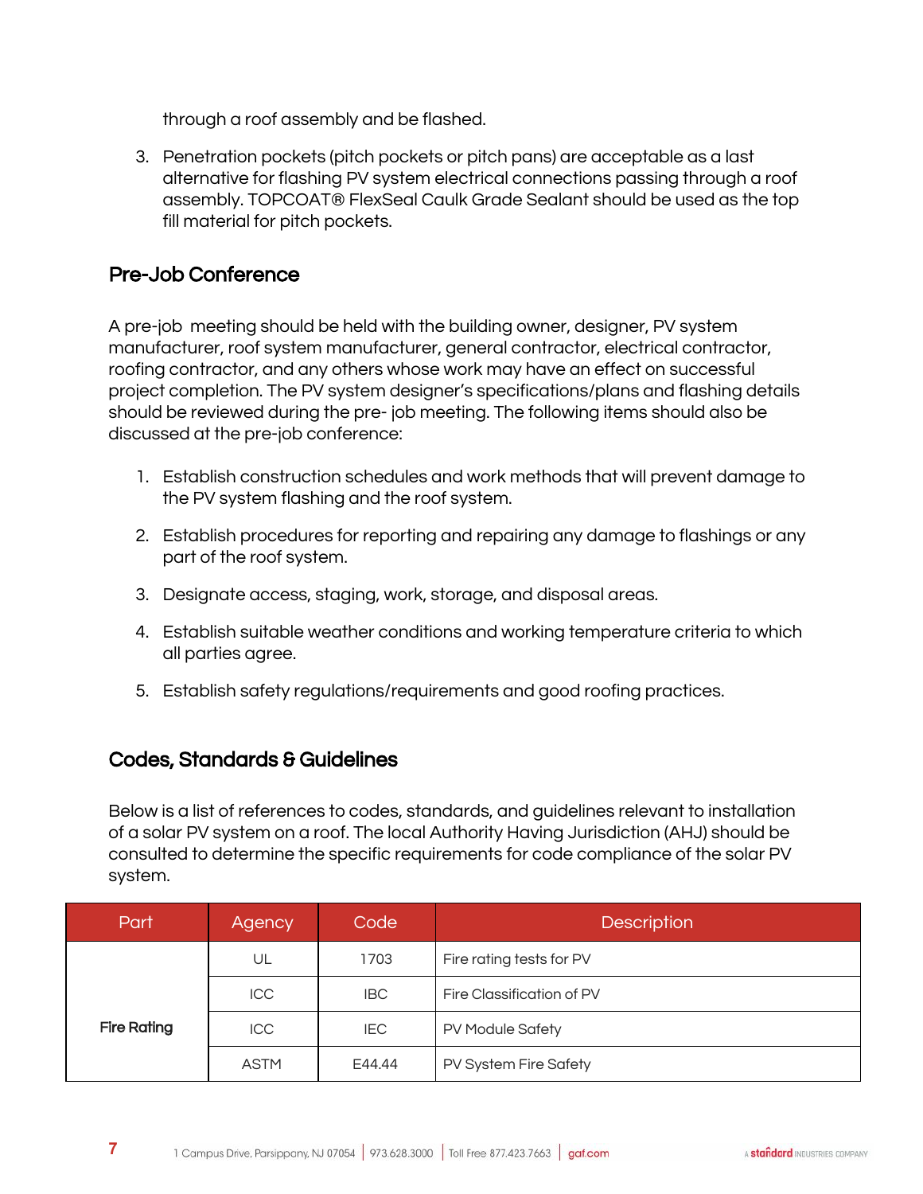through a roof assembly and be flashed.

3. Penetration pockets (pitch pockets or pitch pans) are acceptable as a last alternative for flashing PV system electrical connections passing through a roof assembly. TOPCOAT® FlexSeal Caulk Grade Sealant should be used as the top fill material for pitch pockets.

## Pre-Job Conference

A pre-job meeting should be held with the building owner, designer, PV system manufacturer, roof system manufacturer, general contractor, electrical contractor, roofing contractor, and any others whose work may have an effect on successful project completion. The PV system designer's specifications/plans and flashing details should be reviewed during the pre- job meeting. The following items should also be discussed at the pre-job conference:

1. Establish construction schedules and work methods that will prevent damage to the PV system flashing and the roof system.
2. Establish procedures for reporting and repairing any damage to flashings or any part of the roof system.
3. Designate access, staging, work, storage, and disposal areas.
4. Establish suitable weather conditions and working temperature criteria to which all parties agree.
5. Establish safety regulations/requirements and good roofing practices.

## Codes, Standards & Guidelines

Below is a list of references to codes, standards, and guidelines relevant to installation of a solar PV system on a roof. The local Authority Having Jurisdiction (AHJ) should be consulted to determine the specific requirements for code compliance of the solar PV system.

| Part | Agency | Code | Description |
|---|---|---|---|
| **Fire Rating** | UL | 1703 | Fire rating tests for PV |
| | ICC | IBC | Fire Classification of PV |
| | ICC | IEC | PV Module Safety |
| | ASTM | E44.44 | PV System Fire Safety |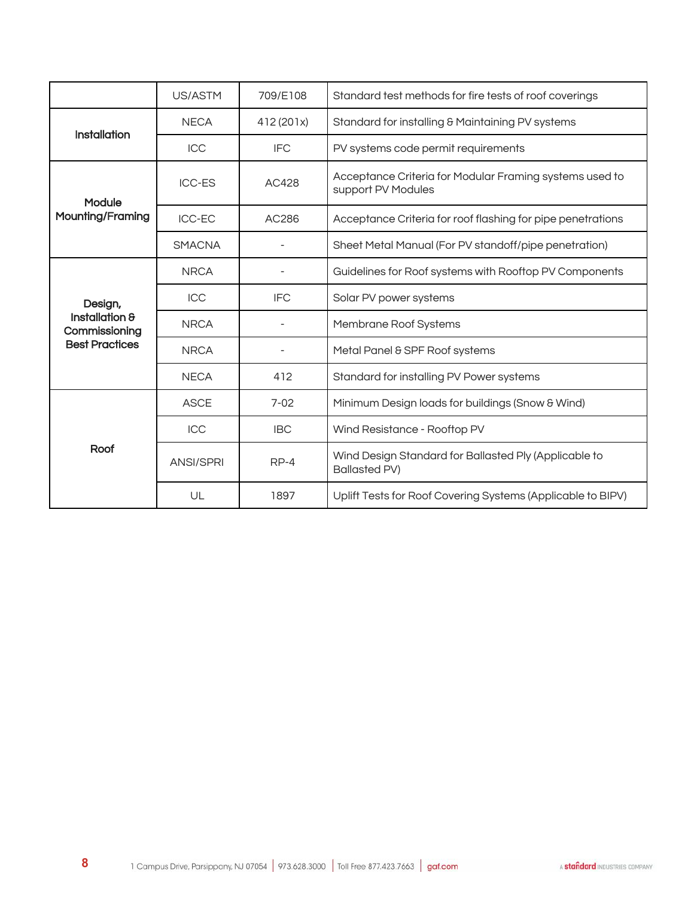| | | | |
|---|---|---|---|
| | US/ASTM | 709/E108 | Standard test methods for fire tests of roof coverings |
| Installation | NECA | 412 (201x) | Standard for installing & Maintaining PV systems |
| | ICC | IFC | PV systems code permit requirements |
| Module Mounting/Framing | ICC-ES | AC428 | Acceptance Criteria for Modular Framing systems used to support PV Modules |
| | ICC-EC | AC286 | Acceptance Criteria for roof flashing for pipe penetrations |
| | SMACNA | - | Sheet Metal Manual (For PV standoff/pipe penetration) |
| Design, Installation & Commissioning Best Practices | NRCA | - | Guidelines for Roof systems with Rooftop PV Components |
| | ICC | IFC | Solar PV power systems |
| | NRCA | - | Membrane Roof Systems |
| | NRCA | - | Metal Panel & SPF Roof systems |
| | NECA | 412 | Standard for installing PV Power systems |
| Roof | ASCE | 7-02 | Minimum Design loads for buildings (Snow & Wind) |
| | ICC | IBC | Wind Resistance - Rooftop PV |
| | ANSI/SPRI | RP-4 | Wind Design Standard for Ballasted Ply (Applicable to Ballasted PV) |
| | UL | 1897 | Uplift Tests for Roof Covering Systems (Applicable to BIPV) |